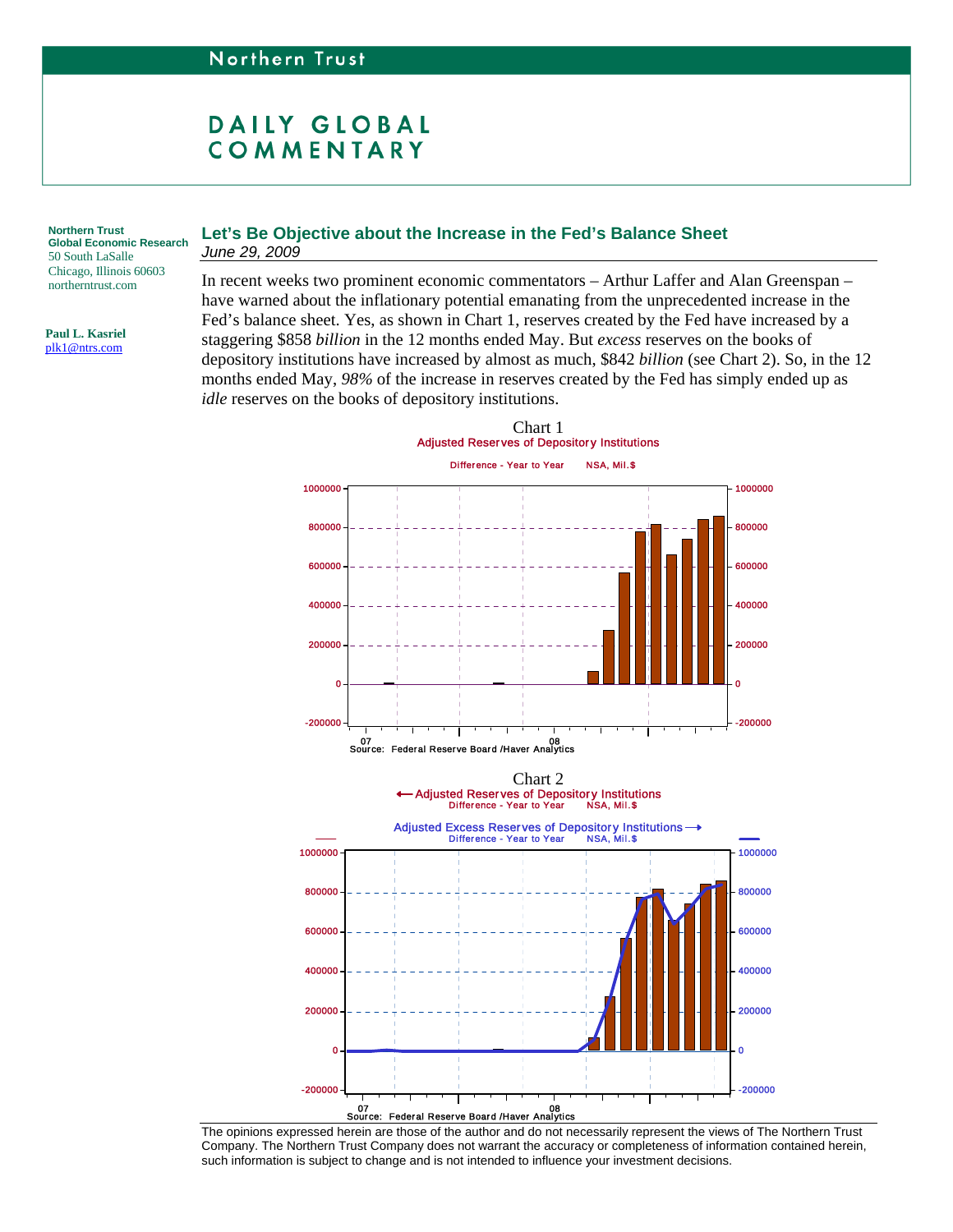Northern Trust

# DAILY GLOBAL COMMENTARY

**Northern Trust**
**Global Economic Research**
50 South LaSalle
Chicago, Illinois 60603
northerntrust.com

**Paul L. Kasriel**
plk1@ntrs.com

## Let's Be Objective about the Increase in the Fed's Balance Sheet

*June 29, 2009*

In recent weeks two prominent economic commentators – Arthur Laffer and Alan Greenspan – have warned about the inflationary potential emanating from the unprecedented increase in the Fed's balance sheet. Yes, as shown in Chart 1, reserves created by the Fed have increased by a staggering $858 *billion* in the 12 months ended May. But *excess* reserves on the books of depository institutions have increased by almost as much, $842 *billion* (see Chart 2). So, in the 12 months ended May, *98%* of the increase in reserves created by the Fed has simply ended up as *idle* reserves on the books of depository institutions.

Chart 1
Adjusted Reserves of Depository Institutions
Difference - Year to Year NSA, Mil.$
Source: Federal Reserve Board /Haver Analytics

Chart 2
Adjusted Reserves of Depository Institutions
Difference - Year to Year NSA, Mil.$
Adjusted Excess Reserves of Depository Institutions
Difference - Year to Year NSA, Mil.$
Source: Federal Reserve Board /Haver Analytics

The opinions expressed herein are those of the author and do not necessarily represent the views of The Northern Trust Company. The Northern Trust Company does not warrant the accuracy or completeness of information contained herein, such information is subject to change and is not intended to influence your investment decisions.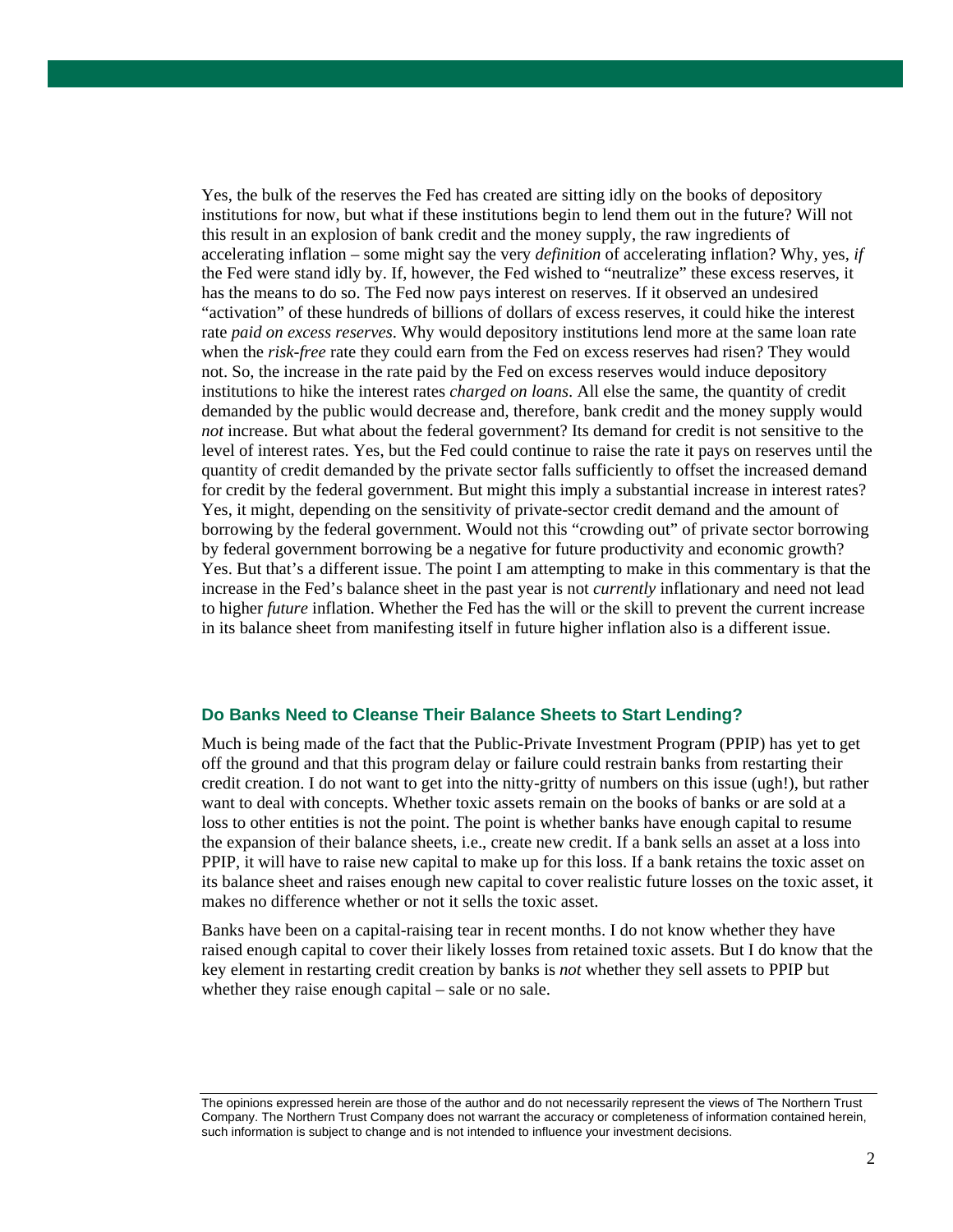Yes, the bulk of the reserves the Fed has created are sitting idly on the books of depository institutions for now, but what if these institutions begin to lend them out in the future? Will not this result in an explosion of bank credit and the money supply, the raw ingredients of accelerating inflation – some might say the very *definition* of accelerating inflation? Why, yes, *if* the Fed were stand idly by. If, however, the Fed wished to "neutralize" these excess reserves, it has the means to do so. The Fed now pays interest on reserves. If it observed an undesired "activation" of these hundreds of billions of dollars of excess reserves, it could hike the interest rate *paid on excess reserves*. Why would depository institutions lend more at the same loan rate when the *risk-free* rate they could earn from the Fed on excess reserves had risen? They would not. So, the increase in the rate paid by the Fed on excess reserves would induce depository institutions to hike the interest rates *charged on loans*. All else the same, the quantity of credit demanded by the public would decrease and, therefore, bank credit and the money supply would *not* increase. But what about the federal government? Its demand for credit is not sensitive to the level of interest rates. Yes, but the Fed could continue to raise the rate it pays on reserves until the quantity of credit demanded by the private sector falls sufficiently to offset the increased demand for credit by the federal government. But might this imply a substantial increase in interest rates? Yes, it might, depending on the sensitivity of private-sector credit demand and the amount of borrowing by the federal government. Would not this "crowding out" of private sector borrowing by federal government borrowing be a negative for future productivity and economic growth? Yes. But that's a different issue. The point I am attempting to make in this commentary is that the increase in the Fed's balance sheet in the past year is not *currently* inflationary and need not lead to higher *future* inflation. Whether the Fed has the will or the skill to prevent the current increase in its balance sheet from manifesting itself in future higher inflation also is a different issue.

## Do Banks Need to Cleanse Their Balance Sheets to Start Lending?

Much is being made of the fact that the Public-Private Investment Program (PPIP) has yet to get off the ground and that this program delay or failure could restrain banks from restarting their credit creation. I do not want to get into the nitty-gritty of numbers on this issue (ugh!), but rather want to deal with concepts. Whether toxic assets remain on the books of banks or are sold at a loss to other entities is not the point. The point is whether banks have enough capital to resume the expansion of their balance sheets, i.e., create new credit. If a bank sells an asset at a loss into PPIP, it will have to raise new capital to make up for this loss. If a bank retains the toxic asset on its balance sheet and raises enough new capital to cover realistic future losses on the toxic asset, it makes no difference whether or not it sells the toxic asset.

Banks have been on a capital-raising tear in recent months. I do not know whether they have raised enough capital to cover their likely losses from retained toxic assets. But I do know that the key element in restarting credit creation by banks is *not* whether they sell assets to PPIP but whether they raise enough capital – sale or no sale.

The opinions expressed herein are those of the author and do not necessarily represent the views of The Northern Trust Company. The Northern Trust Company does not warrant the accuracy or completeness of information contained herein, such information is subject to change and is not intended to influence your investment decisions.